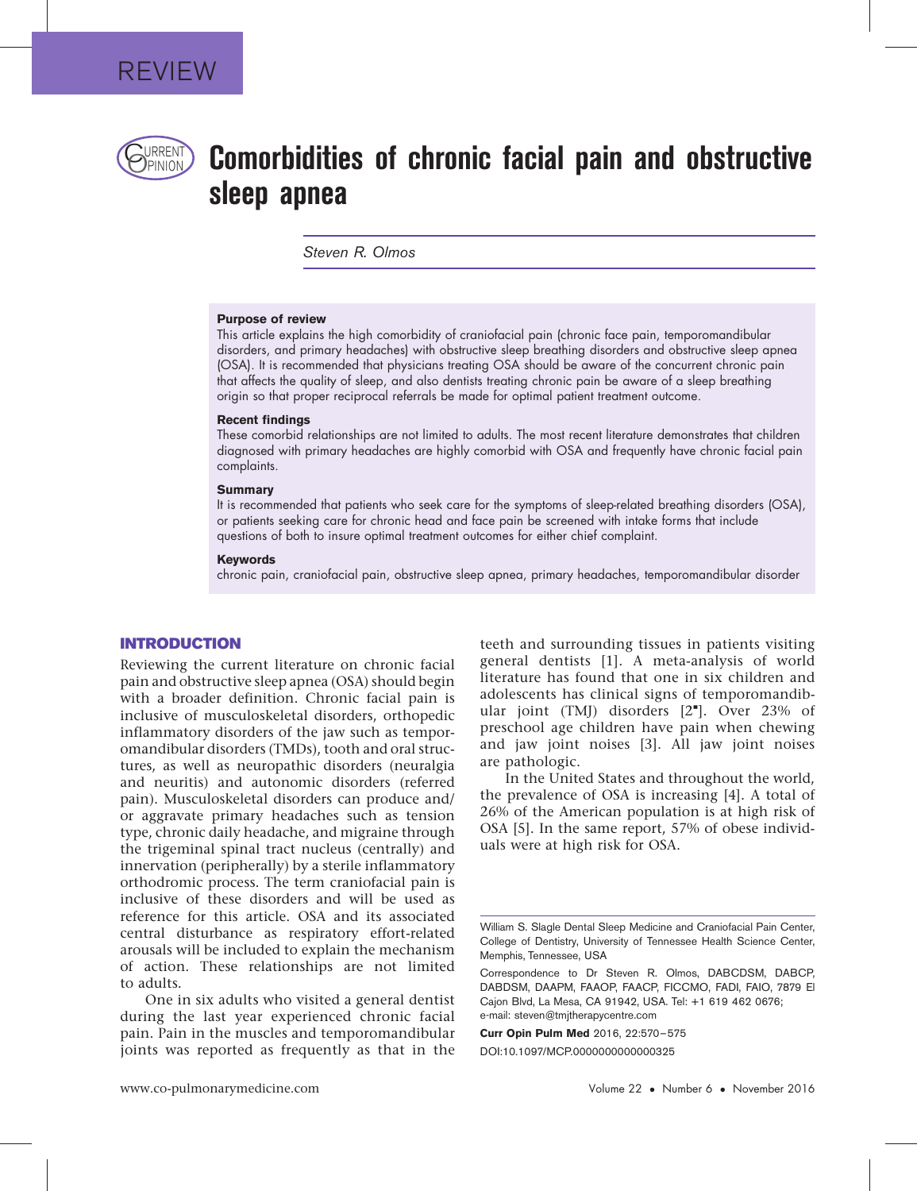REVIEW

# Comorbidities of chronic facial pain and obstructive sleep apnea

*Steven R. Olmos*

### Purpose of review

This article explains the high comorbidity of craniofacial pain (chronic face pain, temporomandibular disorders, and primary headaches) with obstructive sleep breathing disorders and obstructive sleep apnea (OSA). It is recommended that physicians treating OSA should be aware of the concurrent chronic pain that affects the quality of sleep, and also dentists treating chronic pain be aware of a sleep breathing origin so that proper reciprocal referrals be made for optimal patient treatment outcome.

### Recent findings

These comorbid relationships are not limited to adults. The most recent literature demonstrates that children diagnosed with primary headaches are highly comorbid with OSA and frequently have chronic facial pain complaints.

### Summary

It is recommended that patients who seek care for the symptoms of sleep-related breathing disorders (OSA), or patients seeking care for chronic head and face pain be screened with intake forms that include questions of both to insure optimal treatment outcomes for either chief complaint.

### Keywords

chronic pain, craniofacial pain, obstructive sleep apnea, primary headaches, temporomandibular disorder

## INTRODUCTION

Reviewing the current literature on chronic facial pain and obstructive sleep apnea (OSA) should begin with a broader definition. Chronic facial pain is inclusive of musculoskeletal disorders, orthopedic inflammatory disorders of the jaw such as temporomandibular disorders (TMDs), tooth and oral structures, as well as neuropathic disorders (neuralgia and neuritis) and autonomic disorders (referred pain). Musculoskeletal disorders can produce and/or aggravate primary headaches such as tension type, chronic daily headache, and migraine through the trigeminal spinal tract nucleus (centrally) and innervation (peripherally) by a sterile inflammatory orthodromic process. The term craniofacial pain is inclusive of these disorders and will be used as reference for this article. OSA and its associated central disturbance as respiratory effort-related arousals will be included to explain the mechanism of action. These relationships are not limited to adults.

One in six adults who visited a general dentist during the last year experienced chronic facial pain. Pain in the muscles and temporomandibular joints was reported as frequently as that in the teeth and surrounding tissues in patients visiting general dentists [1]. A meta-analysis of world literature has found that one in six children and adolescents has clinical signs of temporomandibular joint (TMJ) disorders [2▪]. Over 23% of preschool age children have pain when chewing and jaw joint noises [3]. All jaw joint noises are pathologic.

In the United States and throughout the world, the prevalence of OSA is increasing [4]. A total of 26% of the American population is at high risk of OSA [5]. In the same report, 57% of obese individuals were at high risk for OSA.

William S. Slagle Dental Sleep Medicine and Craniofacial Pain Center, College of Dentistry, University of Tennessee Health Science Center, Memphis, Tennessee, USA

Correspondence to Dr Steven R. Olmos, DABCDSM, DABCP, DABDSM, DAAPM, FAAOP, FAACP, FICCMO, FADI, FAIO, 7879 El Cajon Blvd, La Mesa, CA 91942, USA. Tel: +1 619 462 0676; e-mail: steven@tmjtherapycentre.com

**Curr Opin Pulm Med** 2016, 22:570–575

DOI:10.1097/MCP.0000000000000325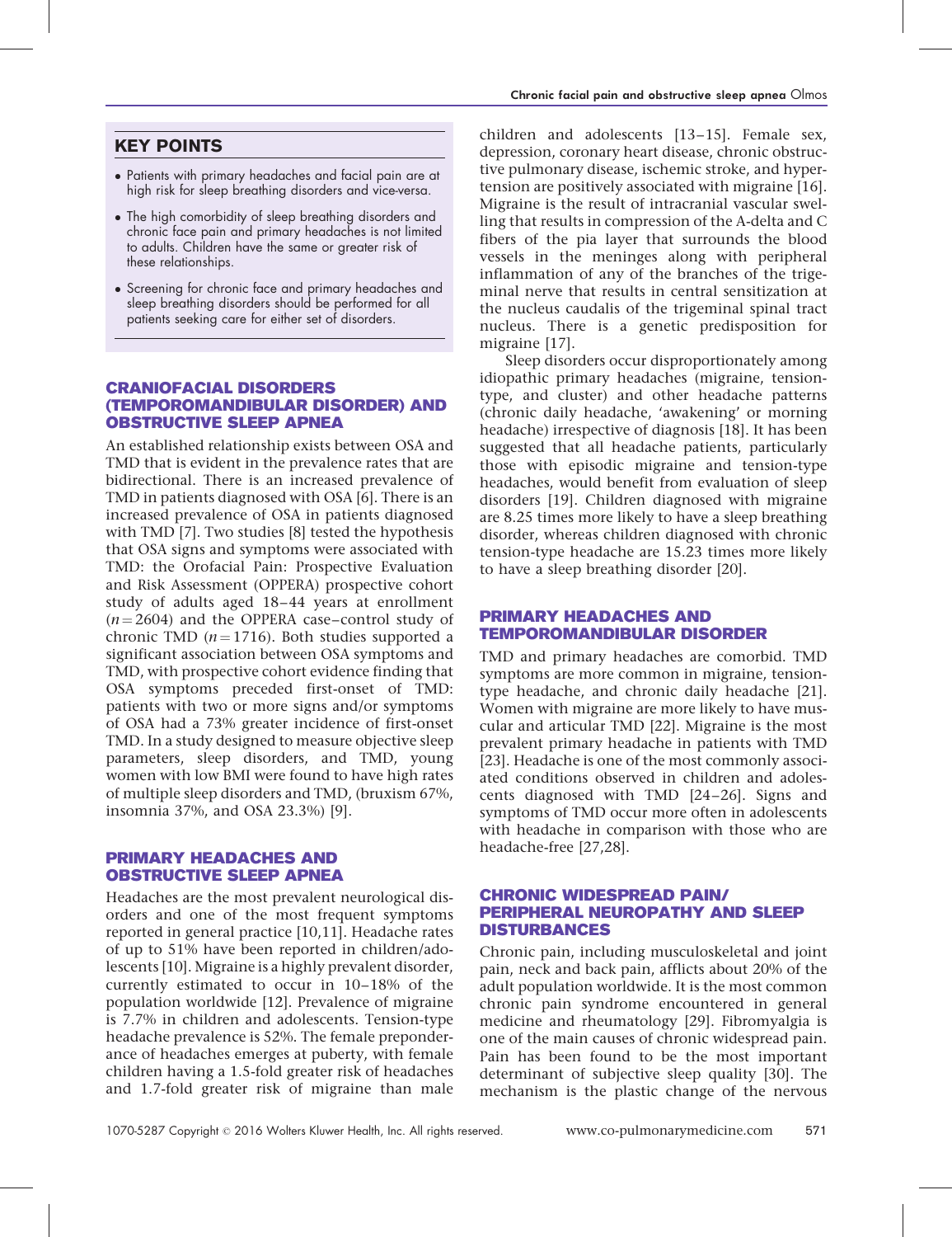## KEY POINTS

- Patients with primary headaches and facial pain are at high risk for sleep breathing disorders and vice-versa.
- The high comorbidity of sleep breathing disorders and chronic face pain and primary headaches is not limited to adults. Children have the same or greater risk of these relationships.
- Screening for chronic face and primary headaches and sleep breathing disorders should be performed for all patients seeking care for either set of disorders.

## CRANIOFACIAL DISORDERS (TEMPOROMANDIBULAR DISORDER) AND OBSTRUCTIVE SLEEP APNEA

An established relationship exists between OSA and TMD that is evident in the prevalence rates that are bidirectional. There is an increased prevalence of TMD in patients diagnosed with OSA [6]. There is an increased prevalence of OSA in patients diagnosed with TMD [7]. Two studies [8] tested the hypothesis that OSA signs and symptoms were associated with TMD: the Orofacial Pain: Prospective Evaluation and Risk Assessment (OPPERA) prospective cohort study of adults aged 18–44 years at enrollment ($n = 2604$) and the OPPERA case–control study of chronic TMD ($n = 1716$). Both studies supported a significant association between OSA symptoms and TMD, with prospective cohort evidence finding that OSA symptoms preceded first-onset of TMD: patients with two or more signs and/or symptoms of OSA had a 73% greater incidence of first-onset TMD. In a study designed to measure objective sleep parameters, sleep disorders, and TMD, young women with low BMI were found to have high rates of multiple sleep disorders and TMD, (bruxism 67%, insomnia 37%, and OSA 23.3%) [9].

## PRIMARY HEADACHES AND OBSTRUCTIVE SLEEP APNEA

Headaches are the most prevalent neurological disorders and one of the most frequent symptoms reported in general practice [10,11]. Headache rates of up to 51% have been reported in children/adolescents [10]. Migraine is a highly prevalent disorder, currently estimated to occur in 10–18% of the population worldwide [12]. Prevalence of migraine is 7.7% in children and adolescents. Tension-type headache prevalence is 52%. The female preponderance of headaches emerges at puberty, with female children having a 1.5-fold greater risk of headaches and 1.7-fold greater risk of migraine than male children and adolescents [13–15]. Female sex, depression, coronary heart disease, chronic obstructive pulmonary disease, ischemic stroke, and hypertension are positively associated with migraine [16]. Migraine is the result of intracranial vascular swelling that results in compression of the A-delta and C fibers of the pia layer that surrounds the blood vessels in the meninges along with peripheral inflammation of any of the branches of the trigeminal nerve that results in central sensitization at the nucleus caudalis of the trigeminal spinal tract nucleus. There is a genetic predisposition for migraine [17].

Sleep disorders occur disproportionately among idiopathic primary headaches (migraine, tension-type, and cluster) and other headache patterns (chronic daily headache, 'awakening' or morning headache) irrespective of diagnosis [18]. It has been suggested that all headache patients, particularly those with episodic migraine and tension-type headaches, would benefit from evaluation of sleep disorders [19]. Children diagnosed with migraine are 8.25 times more likely to have a sleep breathing disorder, whereas children diagnosed with chronic tension-type headache are 15.23 times more likely to have a sleep breathing disorder [20].

## PRIMARY HEADACHES AND TEMPOROMANDIBULAR DISORDER

TMD and primary headaches are comorbid. TMD symptoms are more common in migraine, tension-type headache, and chronic daily headache [21]. Women with migraine are more likely to have muscular and articular TMD [22]. Migraine is the most prevalent primary headache in patients with TMD [23]. Headache is one of the most commonly associated conditions observed in children and adolescents diagnosed with TMD [24–26]. Signs and symptoms of TMD occur more often in adolescents with headache in comparison with those who are headache-free [27,28].

## CHRONIC WIDESPREAD PAIN/ PERIPHERAL NEUROPATHY AND SLEEP DISTURBANCES

Chronic pain, including musculoskeletal and joint pain, neck and back pain, afflicts about 20% of the adult population worldwide. It is the most common chronic pain syndrome encountered in general medicine and rheumatology [29]. Fibromyalgia is one of the main causes of chronic widespread pain. Pain has been found to be the most important determinant of subjective sleep quality [30]. The mechanism is the plastic change of the nervous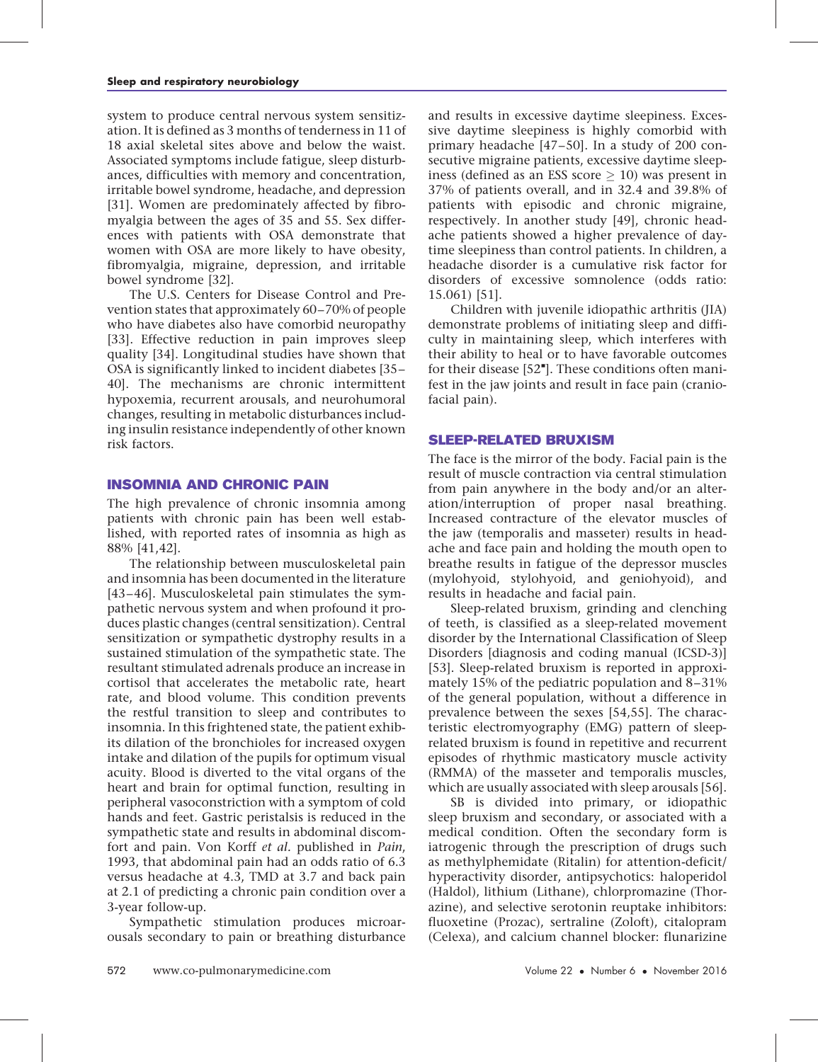system to produce central nervous system sensitization. It is defined as 3 months of tenderness in 11 of 18 axial skeletal sites above and below the waist. Associated symptoms include fatigue, sleep disturbances, difficulties with memory and concentration, irritable bowel syndrome, headache, and depression [31]. Women are predominately affected by fibromyalgia between the ages of 35 and 55. Sex differences with patients with OSA demonstrate that women with OSA are more likely to have obesity, fibromyalgia, migraine, depression, and irritable bowel syndrome [32].

The U.S. Centers for Disease Control and Prevention states that approximately 60–70% of people who have diabetes also have comorbid neuropathy [33]. Effective reduction in pain improves sleep quality [34]. Longitudinal studies have shown that OSA is significantly linked to incident diabetes [35–40]. The mechanisms are chronic intermittent hypoxemia, recurrent arousals, and neurohumoral changes, resulting in metabolic disturbances including insulin resistance independently of other known risk factors.

## INSOMNIA AND CHRONIC PAIN

The high prevalence of chronic insomnia among patients with chronic pain has been well established, with reported rates of insomnia as high as 88% [41,42].

The relationship between musculoskeletal pain and insomnia has been documented in the literature [43–46]. Musculoskeletal pain stimulates the sympathetic nervous system and when profound it produces plastic changes (central sensitization). Central sensitization or sympathetic dystrophy results in a sustained stimulation of the sympathetic state. The resultant stimulated adrenals produce an increase in cortisol that accelerates the metabolic rate, heart rate, and blood volume. This condition prevents the restful transition to sleep and contributes to insomnia. In this frightened state, the patient exhibits dilation of the bronchioles for increased oxygen intake and dilation of the pupils for optimum visual acuity. Blood is diverted to the vital organs of the heart and brain for optimal function, resulting in peripheral vasoconstriction with a symptom of cold hands and feet. Gastric peristalsis is reduced in the sympathetic state and results in abdominal discomfort and pain. Von Korff *et al.* published in *Pain*, 1993, that abdominal pain had an odds ratio of 6.3 versus headache at 4.3, TMD at 3.7 and back pain at 2.1 of predicting a chronic pain condition over a 3-year follow-up.

Sympathetic stimulation produces microarousals secondary to pain or breathing disturbance and results in excessive daytime sleepiness. Excessive daytime sleepiness is highly comorbid with primary headache [47–50]. In a study of 200 consecutive migraine patients, excessive daytime sleepiness (defined as an ESS score $\geq$ 10) was present in 37% of patients overall, and in 32.4 and 39.8% of patients with episodic and chronic migraine, respectively. In another study [49], chronic headache patients showed a higher prevalence of daytime sleepiness than control patients. In children, a headache disorder is a cumulative risk factor for disorders of excessive somnolence (odds ratio: 15.061) [51].

Children with juvenile idiopathic arthritis (JIA) demonstrate problems of initiating sleep and difficulty in maintaining sleep, which interferes with their ability to heal or to have favorable outcomes for their disease [52▪]. These conditions often manifest in the jaw joints and result in face pain (craniofacial pain).

## SLEEP-RELATED BRUXISM

The face is the mirror of the body. Facial pain is the result of muscle contraction via central stimulation from pain anywhere in the body and/or an alteration/interruption of proper nasal breathing. Increased contracture of the elevator muscles of the jaw (temporalis and masseter) results in headache and face pain and holding the mouth open to breathe results in fatigue of the depressor muscles (mylohyoid, stylohyoid, and geniohyoid), and results in headache and facial pain.

Sleep-related bruxism, grinding and clenching of teeth, is classified as a sleep-related movement disorder by the International Classification of Sleep Disorders [diagnosis and coding manual (ICSD-3)] [53]. Sleep-related bruxism is reported in approximately 15% of the pediatric population and 8–31% of the general population, without a difference in prevalence between the sexes [54,55]. The characteristic electromyography (EMG) pattern of sleep-related bruxism is found in repetitive and recurrent episodes of rhythmic masticatory muscle activity (RMMA) of the masseter and temporalis muscles, which are usually associated with sleep arousals [56].

SB is divided into primary, or idiopathic sleep bruxism and secondary, or associated with a medical condition. Often the secondary form is iatrogenic through the prescription of drugs such as methylphemidate (Ritalin) for attention-deficit/hyperactivity disorder, antipsychotics: haloperidol (Haldol), lithium (Lithane), chlorpromazine (Thorazine), and selective serotonin reuptake inhibitors: fluoxetine (Prozac), sertraline (Zoloft), citalopram (Celexa), and calcium channel blocker: flunarizine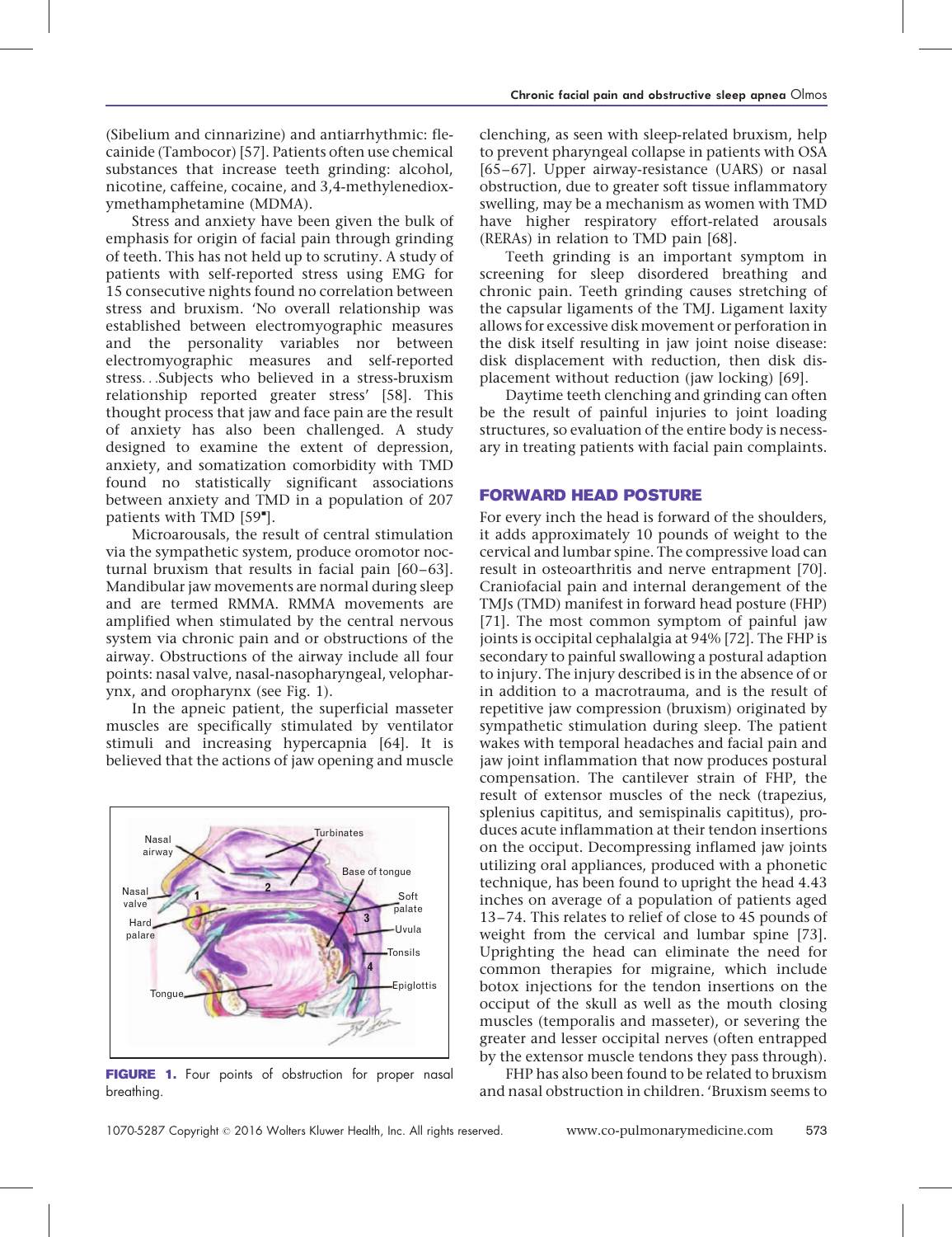(Sibelium and cinnarizine) and antiarrhythmic: flecainide (Tambocor) [57]. Patients often use chemical substances that increase teeth grinding: alcohol, nicotine, caffeine, cocaine, and 3,4-methylenedioxymethamphetamine (MDMA).

Stress and anxiety have been given the bulk of emphasis for origin of facial pain through grinding of teeth. This has not held up to scrutiny. A study of patients with self-reported stress using EMG for 15 consecutive nights found no correlation between stress and bruxism. 'No overall relationship was established between electromyographic measures and the personality variables nor between electromyographic measures and self-reported stress...Subjects who believed in a stress-bruxism relationship reported greater stress' [58]. This thought process that jaw and face pain are the result of anxiety has also been challenged. A study designed to examine the extent of depression, anxiety, and somatization comorbidity with TMD found no statistically significant associations between anxiety and TMD in a population of 207 patients with TMD [59▪].

Microarousals, the result of central stimulation via the sympathetic system, produce oromotor nocturnal bruxism that results in facial pain [60–63]. Mandibular jaw movements are normal during sleep and are termed RMMA. RMMA movements are amplified when stimulated by the central nervous system via chronic pain and or obstructions of the airway. Obstructions of the airway include all four points: nasal valve, nasal-nasopharyngeal, velopharynx, and oropharynx (see Fig. 1).

In the apneic patient, the superficial masseter muscles are specifically stimulated by ventilator stimuli and increasing hypercapnia [64]. It is believed that the actions of jaw opening and muscle clenching, as seen with sleep-related bruxism, help to prevent pharyngeal collapse in patients with OSA [65–67]. Upper airway-resistance (UARS) or nasal obstruction, due to greater soft tissue inflammatory swelling, may be a mechanism as women with TMD have higher respiratory effort-related arousals (RERAs) in relation to TMD pain [68].

**FIGURE 1.** Four points of obstruction for proper nasal breathing.

Teeth grinding is an important symptom in screening for sleep disordered breathing and chronic pain. Teeth grinding causes stretching of the capsular ligaments of the TMJ. Ligament laxity allows for excessive disk movement or perforation in the disk itself resulting in jaw joint noise disease: disk displacement with reduction, then disk displacement without reduction (jaw locking) [69].

Daytime teeth clenching and grinding can often be the result of painful injuries to joint loading structures, so evaluation of the entire body is necessary in treating patients with facial pain complaints.

## FORWARD HEAD POSTURE

For every inch the head is forward of the shoulders, it adds approximately 10 pounds of weight to the cervical and lumbar spine. The compressive load can result in osteoarthritis and nerve entrapment [70]. Craniofacial pain and internal derangement of the TMJs (TMD) manifest in forward head posture (FHP) [71]. The most common symptom of painful jaw joints is occipital cephalalgia at 94% [72]. The FHP is secondary to painful swallowing a postural adaption to injury. The injury described is in the absence of or in addition to a macrotrauma, and is the result of repetitive jaw compression (bruxism) originated by sympathetic stimulation during sleep. The patient wakes with temporal headaches and facial pain and jaw joint inflammation that now produces postural compensation. The cantilever strain of FHP, the result of extensor muscles of the neck (trapezius, splenius capitius, and semispinalis capitius), produces acute inflammation at their tendon insertions on the occiput. Decompressing inflamed jaw joints utilizing oral appliances, produced with a phonetic technique, has been found to upright the head 4.43 inches on average of a population of patients aged 13–74. This relates to relief of close to 45 pounds of weight from the cervical and lumbar spine [73]. Uprighting the head can eliminate the need for common therapies for migraine, which include botox injections for the tendon insertions on the occiput of the skull as well as the mouth closing muscles (temporalis and masseter), or severing the greater and lesser occipital nerves (often entrapped by the extensor muscle tendons they pass through).

FHP has also been found to be related to bruxism and nasal obstruction in children. 'Bruxism seems to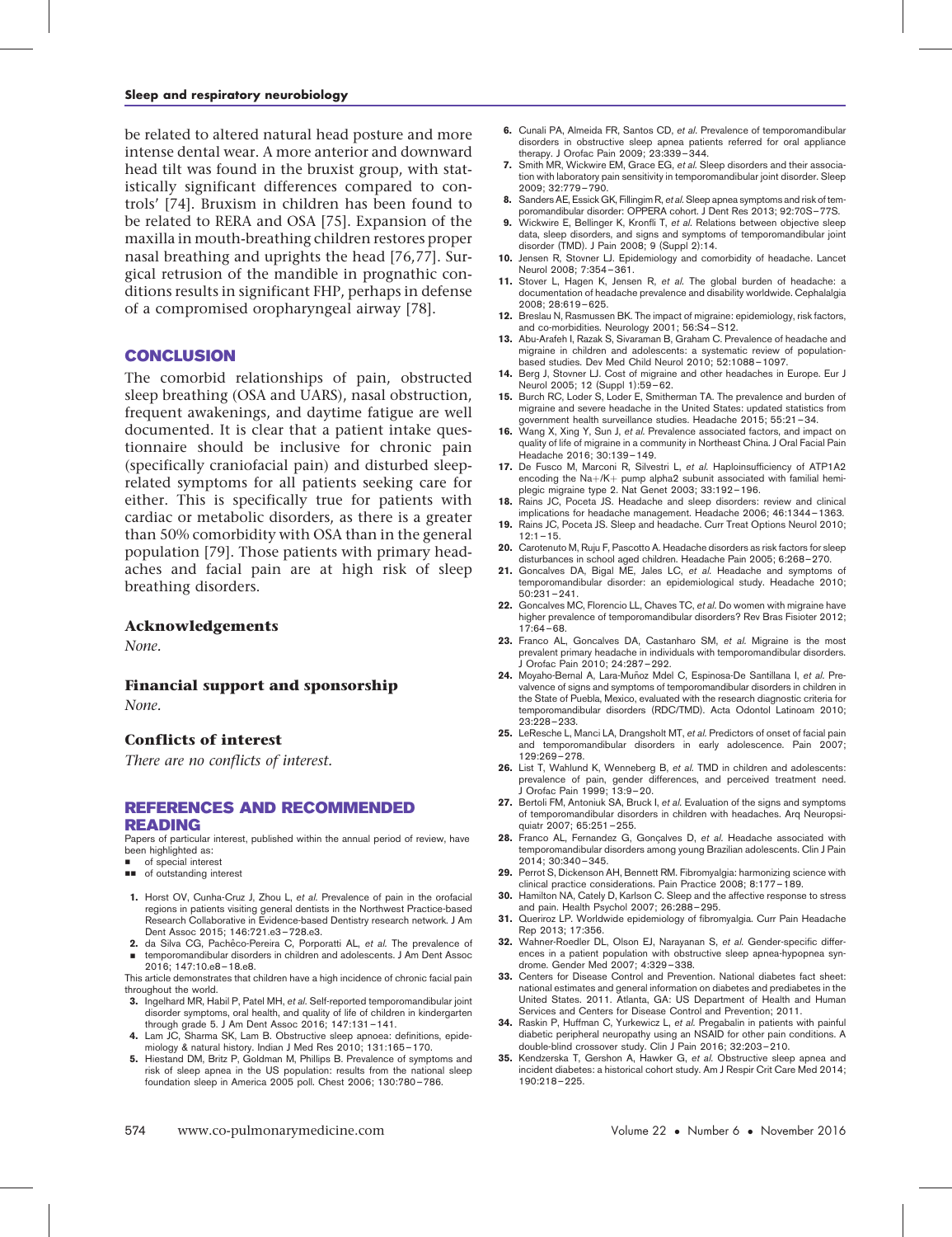be related to altered natural head posture and more intense dental wear. A more anterior and downward head tilt was found in the bruxist group, with statistically significant differences compared to controls' [74]. Bruxism in children has been found to be related to RERA and OSA [75]. Expansion of the maxilla in mouth-breathing children restores proper nasal breathing and uprights the head [76,77]. Surgical retrusion of the mandible in prognathic conditions results in significant FHP, perhaps in defense of a compromised oropharyngeal airway [78].

## CONCLUSION

The comorbid relationships of pain, obstructed sleep breathing (OSA and UARS), nasal obstruction, frequent awakenings, and daytime fatigue are well documented. It is clear that a patient intake questionnaire should be inclusive for chronic pain (specifically craniofacial pain) and disturbed sleep-related symptoms for all patients seeking care for either. This is specifically true for patients with cardiac or metabolic disorders, as there is a greater than 50% comorbidity with OSA than in the general population [79]. Those patients with primary headaches and facial pain are at high risk of sleep breathing disorders.

### Acknowledgements

*None.*

### Financial support and sponsorship

*None.*

### Conflicts of interest

*There are no conflicts of interest.*

## REFERENCES AND RECOMMENDED READING

Papers of particular interest, published within the annual period of review, have been highlighted as:

- ▪ of special interest
- ▪▪ of outstanding interest

1. Horst OV, Cunha-Cruz J, Zhou L, *et al.* Prevalence of pain in the orofacial regions in patients visiting general dentists in the Northwest Practice-based Research Collaborative in Evidence-based Dentistry research network. J Am Dent Assoc 2015; 146:721.e3–728.e3.
2. ▪ da Silva CG, Pachêco-Pereira C, Porporatti AL, *et al.* The prevalence of temporomandibular disorders in children and adolescents. J Am Dent Assoc 2016; 147:10.e8–18.e8.

   This article demonstrates that children have a high incidence of chronic facial pain throughout the world.
3. Ingelhard MR, Habil P, Patel MH, *et al.* Self-reported temporomandibular joint disorder symptoms, oral health, and quality of life of children in kindergarten through grade 5. J Am Dent Assoc 2016; 147:131–141.
4. Lam JC, Sharma SK, Lam B. Obstructive sleep apnoea: definitions, epidemiology & natural history. Indian J Med Res 2010; 131:165–170.
5. Hiestand DM, Britz P, Goldman M, Phillips B. Prevalence of symptoms and risk of sleep apnea in the US population: results from the national sleep foundation sleep in America 2005 poll. Chest 2006; 130:780–786.
6. Cunali PA, Almeida FR, Santos CD, *et al.* Prevalence of temporomandibular disorders in obstructive sleep apnea patients referred for oral appliance therapy. J Orofac Pain 2009; 23:339–344.
7. Smith MR, Wickwire EM, Grace EG, *et al.* Sleep disorders and their association with laboratory pain sensitivity in temporomandibular joint disorder. Sleep 2009; 32:779–790.
8. Sanders AE, Essick GK, Fillingim R, *et al.* Sleep apnea symptoms and risk of temporomandibular disorder: OPPERA cohort. J Dent Res 2013; 92:70S–77S.
9. Wickwire E, Bellinger K, Kronfli T, *et al.* Relations between objective sleep data, sleep disorders, and signs and symptoms of temporomandibular joint disorder (TMD). J Pain 2008; 9 (Suppl 2):14.
10. Jensen R, Stovner LJ. Epidemiology and comorbidity of headache. Lancet Neurol 2008; 7:354–361.
11. Stover L, Hagen K, Jensen R, *et al.* The global burden of headache: a documentation of headache prevalence and disability worldwide. Cephalalgia 2008; 28:619–625.
12. Breslau N, Rasmussen BK. The impact of migraine: epidemiology, risk factors, and co-morbidities. Neurology 2001; 56:S4–S12.
13. Abu-Arafeh I, Razak S, Sivaraman B, Graham C. Prevalence of headache and migraine in children and adolescents: a systematic review of population-based studies. Dev Med Child Neurol 2010; 52:1088–1097.
14. Berg J, Stovner LJ. Cost of migraine and other headaches in Europe. Eur J Neurol 2005; 12 (Suppl 1):59–62.
15. Burch RC, Loder S, Loder E, Smitherman TA. The prevalence and burden of migraine and severe headache in the United States: updated statistics from government health surveillance studies. Headache 2015; 55:21–34.
16. Wang X, Xing Y, Sun J, *et al.* Prevalence associated factors, and impact on quality of life of migraine in a community in Northeast China. J Oral Facial Pain Headache 2016; 30:139–149.
17. De Fusco M, Marconi R, Silvestri L, *et al.* Haploinsufficiency of ATP1A2 encoding the Na+/K+ pump alpha2 subunit associated with familial hemiplegic migraine type 2. Nat Genet 2003; 33:192–196.
18. Rains JC, Poceta JS. Headache and sleep disorders: review and clinical implications for headache management. Headache 2006; 46:1344–1363.
19. Rains JC, Poceta JS. Sleep and headache. Curr Treat Options Neurol 2010; 12:1–15.
20. Carotenuto M, Ruju F, Pascotto A. Headache disorders as risk factors for sleep disturbances in school aged children. Headache Pain 2005; 6:268–270.
21. Goncalves DA, Bigal ME, Jales LC, *et al.* Headache and symptoms of temporomandibular disorder: an epidemiological study. Headache 2010; 50:231–241.
22. Goncalves MC, Florencio LL, Chaves TC, *et al.* Do women with migraine have higher prevalence of temporomandibular disorders? Rev Bras Fisioter 2012; 17:64–68.
23. Franco AL, Goncalves DA, Castanharo SM, *et al.* Migraine is the most prevalent primary headache in individuals with temporomandibular disorders. J Orofac Pain 2010; 24:287–292.
24. Moyaho-Bernal A, Lara-Muñoz Mdel C, Espinosa-De Santillana I, *et al.* Prevalence of signs and symptoms of temporomandibular disorders in children in the State of Puebla, Mexico, evaluated with the research diagnostic criteria for temporomandibular disorders (RDC/TMD). Acta Odontol Latinoam 2010; 23:228–233.
25. LeResche L, Manci LA, Drangsholt MT, *et al.* Predictors of onset of facial pain and temporomandibular disorders in early adolescence. Pain 2007; 129:269–278.
26. List T, Wahlund K, Wenneberg B, *et al.* TMD in children and adolescents: prevalence of pain, gender differences, and perceived treatment need. J Orofac Pain 1999; 13:9–20.
27. Bertoli FM, Antoniuk SA, Bruck I, *et al.* Evaluation of the signs and symptoms of temporomandibular disorders in children with headaches. Arq Neuropsiquiatr 2007; 65:251–255.
28. Franco AL, Fernandez G, Gonçalves D, *et al.* Headache associated with temporomandibular disorders among young Brazilian adolescents. Clin J Pain 2014; 30:340–345.
29. Perrot S, Dickenson AH, Bennett RM. Fibromyalgia: harmonizing science with clinical practice considerations. Pain Practice 2008; 8:177–189.
30. Hamilton NA, Cately D, Karlson C. Sleep and the affective response to stress and pain. Health Psychol 2007; 26:288–295.
31. Queriroz LP. Worldwide epidemiology of fibromyalgia. Curr Pain Headache Rep 2013; 17:356.
32. Wahner-Roedler DL, Olson EJ, Narayanan S, *et al.* Gender-specific differences in a patient population with obstructive sleep apnea-hypopnea syndrome. Gender Med 2007; 4:329–338.
33. Centers for Disease Control and Prevention. National diabetes fact sheet: national estimates and general information on diabetes and prediabetes in the United States. 2011. Atlanta, GA: US Department of Health and Human Services and Centers for Disease Control and Prevention; 2011.
34. Raskin P, Huffman C, Yurkewicz L, *et al.* Pregabalin in patients with painful diabetic peripheral neuropathy using an NSAID for other pain conditions. A double-blind crossover study. Clin J Pain 2016; 32:203–210.
35. Kendzerska T, Gershon A, Hawker G, *et al.* Obstructive sleep apnea and incident diabetes: a historical cohort study. Am J Respir Crit Care Med 2014; 190:218–225.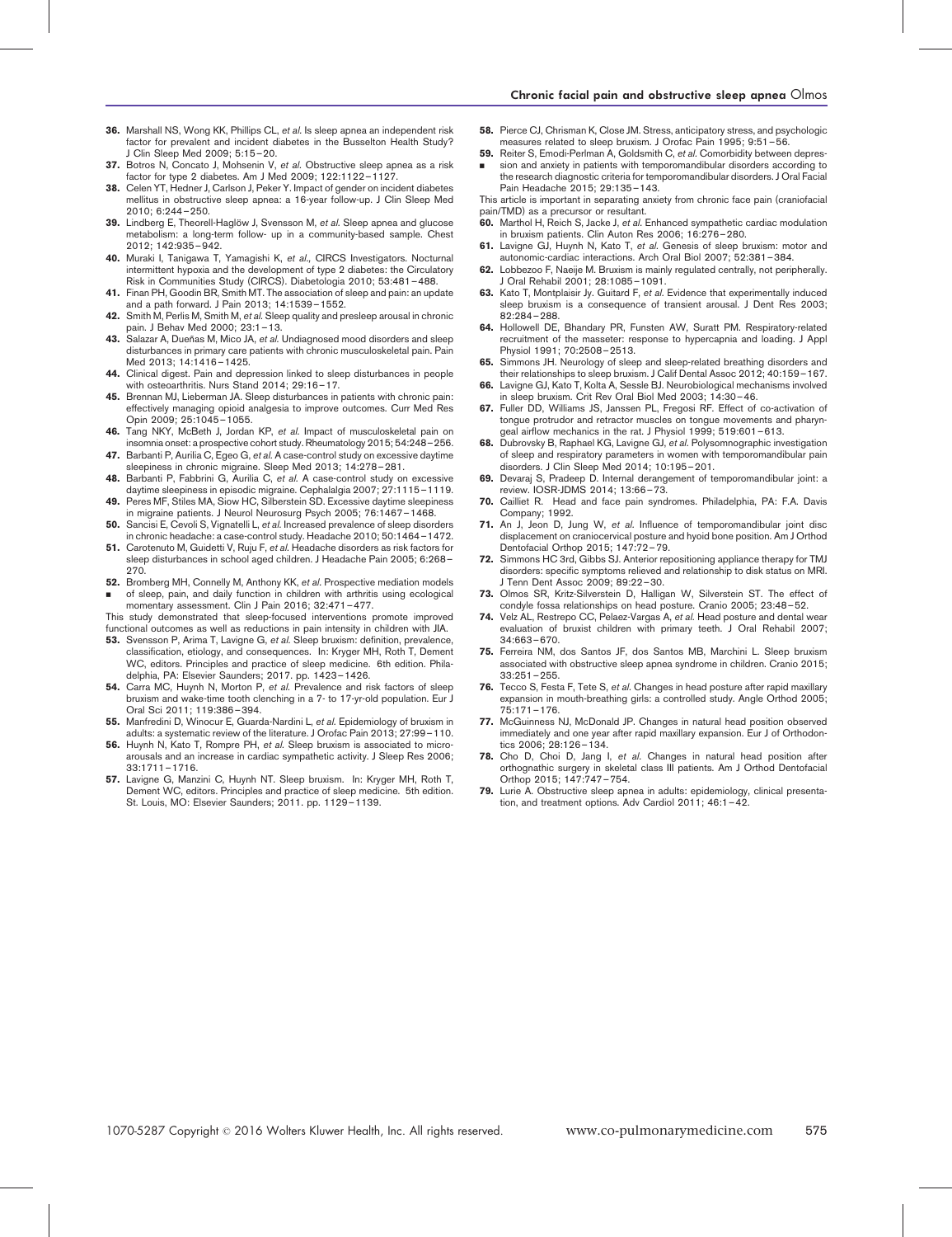36. Marshall NS, Wong KK, Phillips CL, *et al.* Is sleep apnea an independent risk factor for prevalent and incident diabetes in the Busselton Health Study? J Clin Sleep Med 2009; 5:15–20.
37. Botros N, Concato J, Mohsenin V, *et al.* Obstructive sleep apnea as a risk factor for type 2 diabetes. Am J Med 2009; 122:1122–1127.
38. Celen YT, Hedner J, Carlson J, Peker Y. Impact of gender on incident diabetes mellitus in obstructive sleep apnea: a 16-year follow-up. J Clin Sleep Med 2010; 6:244–250.
39. Lindberg E, Theorell-Haglöw J, Svensson M, *et al.* Sleep apnea and glucose metabolism: a long-term follow- up in a community-based sample. Chest 2012; 142:935–942.
40. Muraki I, Tanigawa T, Yamagishi K, *et al.*, CIRCS Investigators. Nocturnal intermittent hypoxia and the development of type 2 diabetes: the Circulatory Risk in Communities Study (CIRCS). Diabetologia 2010; 53:481–488.
41. Finan PH, Goodin BR, Smith MT. The association of sleep and pain: an update and a path forward. J Pain 2013; 14:1539–1552.
42. Smith M, Perlis M, Smith M, *et al.* Sleep quality and presleep arousal in chronic pain. J Behav Med 2000; 23:1–13.
43. Salazar A, Dueñas M, Mico JA, *et al.* Undiagnosed mood disorders and sleep disturbances in primary care patients with chronic musculoskeletal pain. Pain Med 2013; 14:1416–1425.
44. Clinical digest. Pain and depression linked to sleep disturbances in people with osteoarthritis. Nurs Stand 2014; 29:16–17.
45. Brennan MJ, Lieberman JA. Sleep disturbances in patients with chronic pain: effectively managing opioid analgesia to improve outcomes. Curr Med Res Opin 2009; 25:1045–1055.
46. Tang NKY, McBeth J, Jordan KP, *et al.* Impact of musculoskeletal pain on insomnia onset: a prospective cohort study. Rheumatology 2015; 54:248–256.
47. Barbanti P, Aurilia C, Egeo G, *et al.* A case-control study on excessive daytime sleepiness in chronic migraine. Sleep Med 2013; 14:278–281.
48. Barbanti P, Fabbrini G, Aurilia C, *et al.* A case-control study on excessive daytime sleepiness in episodic migraine. Cephalalgia 2007; 27:1115–1119.
49. Peres MF, Stiles MA, Siow HC, Silberstein SD. Excessive daytime sleepiness in migraine patients. J Neurol Neurosurg Psych 2005; 76:1467–1468.
50. Sancisi E, Cevoli S, Vignatelli L, *et al.* Increased prevalence of sleep disorders in chronic headache: a case-control study. Headache 2010; 50:1464–1472.
51. Carotenuto M, Guidetti V, Ruju F, *et al.* Headache disorders as risk factors for sleep disturbances in school aged children. J Headache Pain 2005; 6:268–270.
52. ▪ Bromberg MH, Connelly M, Anthony KK, *et al.* Prospective mediation models of sleep, pain, and daily function in children with arthritis using ecological momentary assessment. Clin J Pain 2016; 32:471–477.

This study demonstrated that sleep-focused interventions promote improved functional outcomes as well as reductions in pain intensity in children with JIA.

53. Svensson P, Arima T, Lavigne G, *et al.* Sleep bruxism: definition, prevalence, classification, etiology, and consequences. In: Kryger MH, Roth T, Dement WC, editors. Principles and practice of sleep medicine. 6th edition. Philadelphia, PA: Elsevier Saunders; 2017. pp. 1423–1426.
54. Carra MC, Huynh N, Morton P, *et al.* Prevalence and risk factors of sleep bruxism and wake-time tooth clenching in a 7- to 17-yr-old population. Eur J Oral Sci 2011; 119:386–394.
55. Manfredini D, Winocur E, Guarda-Nardini L, *et al.* Epidemiology of bruxism in adults: a systematic review of the literature. J Orofac Pain 2013; 27:99–110.
56. Huynh N, Kato T, Rompre PH, *et al.* Sleep bruxism is associated to microarousals and an increase in cardiac sympathetic activity. J Sleep Res 2006; 33:1711–1716.
57. Lavigne G, Manzini C, Huynh NT. Sleep bruxism. In: Kryger MH, Roth T, Dement WC, editors. Principles and practice of sleep medicine. 5th edition. St. Louis, MO: Elsevier Saunders; 2011. pp. 1129–1139.
58. Pierce CJ, Chrisman K, Close JM. Stress, anticipatory stress, and psychologic measures related to sleep bruxism. J Orofac Pain 1995; 9:51–56.
59. ▪ Reiter S, Emodi-Perlman A, Goldsmith C, *et al.* Comorbidity between depression and anxiety in patients with temporomandibular disorders according to the research diagnostic criteria for temporomandibular disorders. J Oral Facial Pain Headache 2015; 29:135–143.

This article is important in separating anxiety from chronic face pain (craniofacial pain/TMD) as a precursor or resultant.

60. Marthol H, Reich S, Jacke J, *et al.* Enhanced sympathetic cardiac modulation in bruxism patients. Clin Auton Res 2006; 16:276–280.
61. Lavigne GJ, Huynh N, Kato T, *et al.* Genesis of sleep bruxism: motor and autonomic-cardiac interactions. Arch Oral Biol 2007; 52:381–384.
62. Lobbezoo F, Naeije M. Bruxism is mainly regulated centrally, not peripherally. J Oral Rehabil 2001; 28:1085–1091.
63. Kato T, Montplaisir Jy. Guitard F, *et al.* Evidence that experimentally induced sleep bruxism is a consequence of transient arousal. J Dent Res 2003; 82:284–288.
64. Hollowell DE, Bhandary PR, Funsten AW, Suratt PM. Respiratory-related recruitment of the masseter: response to hypercapnia and loading. J Appl Physiol 1991; 70:2508–2513.
65. Simmons JH. Neurology of sleep and sleep-related breathing disorders and their relationships to sleep bruxism. J Calif Dental Assoc 2012; 40:159–167.
66. Lavigne GJ, Kato T, Kolta A, Sessle BJ. Neurobiological mechanisms involved in sleep bruxism. Crit Rev Oral Biol Med 2003; 14:30–46.
67. Fuller DD, Williams JS, Janssen PL, Fregosi RF. Effect of co-activation of tongue protrudor and retractor muscles on tongue movements and pharyngeal airflow mechanics in the rat. J Physiol 1999; 519:601–613.
68. Dubrovsky B, Raphael KG, Lavigne GJ, *et al.* Polysomnographic investigation of sleep and respiratory parameters in women with temporomandibular pain disorders. J Clin Sleep Med 2014; 10:195–201.
69. Devaraj S, Pradeep D. Internal derangement of temporomandibular joint: a review. IOSR-JDMS 2014; 13:66–73.
70. Cailliet R. Head and face pain syndromes. Philadelphia, PA: F.A. Davis Company; 1992.
71. An J, Jeon D, Jung W, *et al.* Influence of temporomandibular joint disc displacement on craniocervical posture and hyoid bone position. Am J Orthod Dentofacial Orthop 2015; 147:72–79.
72. Simmons HC 3rd, Gibbs SJ. Anterior repositioning appliance therapy for TMJ disorders: specific symptoms relieved and relationship to disk status on MRI. J Tenn Dent Assoc 2009; 89:22–30.
73. Olmos SR, Kritz-Silverstein D, Halligan W, Silverstein ST. The effect of condyle fossa relationships on head posture. Cranio 2005; 23:48–52.
74. Velz AL, Restrepo CC, Pelaez-Vargas A, *et al.* Head posture and dental wear evaluation of bruxist children with primary teeth. J Oral Rehabil 2007; 34:663–670.
75. Ferreira NM, dos Santos JF, dos Santos MB, Marchini L. Sleep bruxism associated with obstructive sleep apnea syndrome in children. Cranio 2015; 33:251–255.
76. Tecco S, Festa F, Tete S, *et al.* Changes in head posture after rapid maxillary expansion in mouth-breathing girls: a controlled study. Angle Orthod 2005; 75:171–176.
77. McGuinness NJ, McDonald JP. Changes in natural head position observed immediately and one year after rapid maxillary expansion. Eur J of Orthodontics 2006; 28:126–134.
78. Cho D, Choi D, Jang I, *et al.* Changes in natural head position after orthognathic surgery in skeletal class III patients. Am J Orthod Dentofacial Orthop 2015; 147:747–754.
79. Lurie A. Obstructive sleep apnea in adults: epidemiology, clinical presentation, and treatment options. Adv Cardiol 2011; 46:1–42.